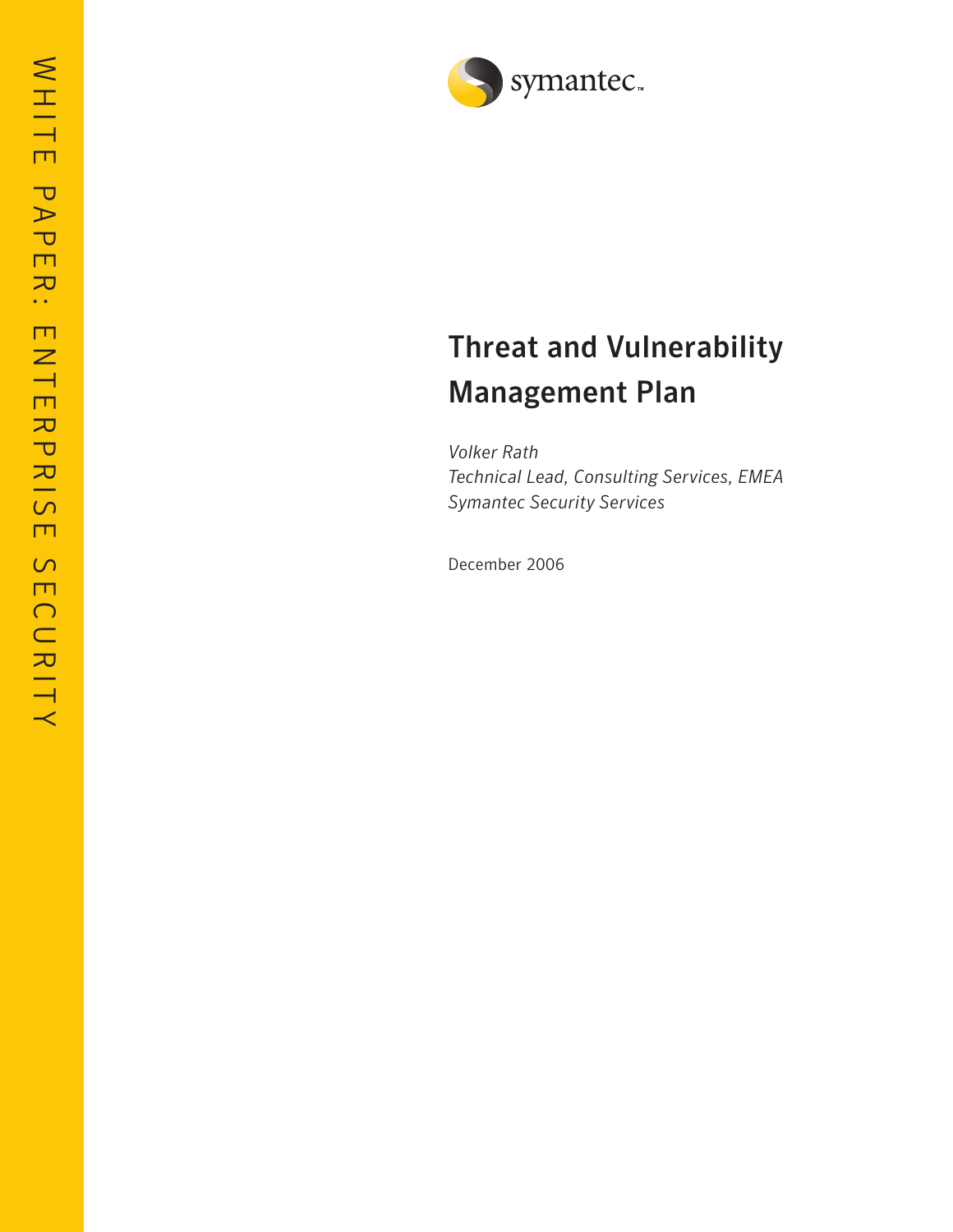WHITE PAPER: ENTERPRISE SECURITY

symantec.

# Threat and Vulnerability Management Plan

*Volker Rath*
*Technical Lead, Consulting Services, EMEA*
*Symantec Security Services*

December 2006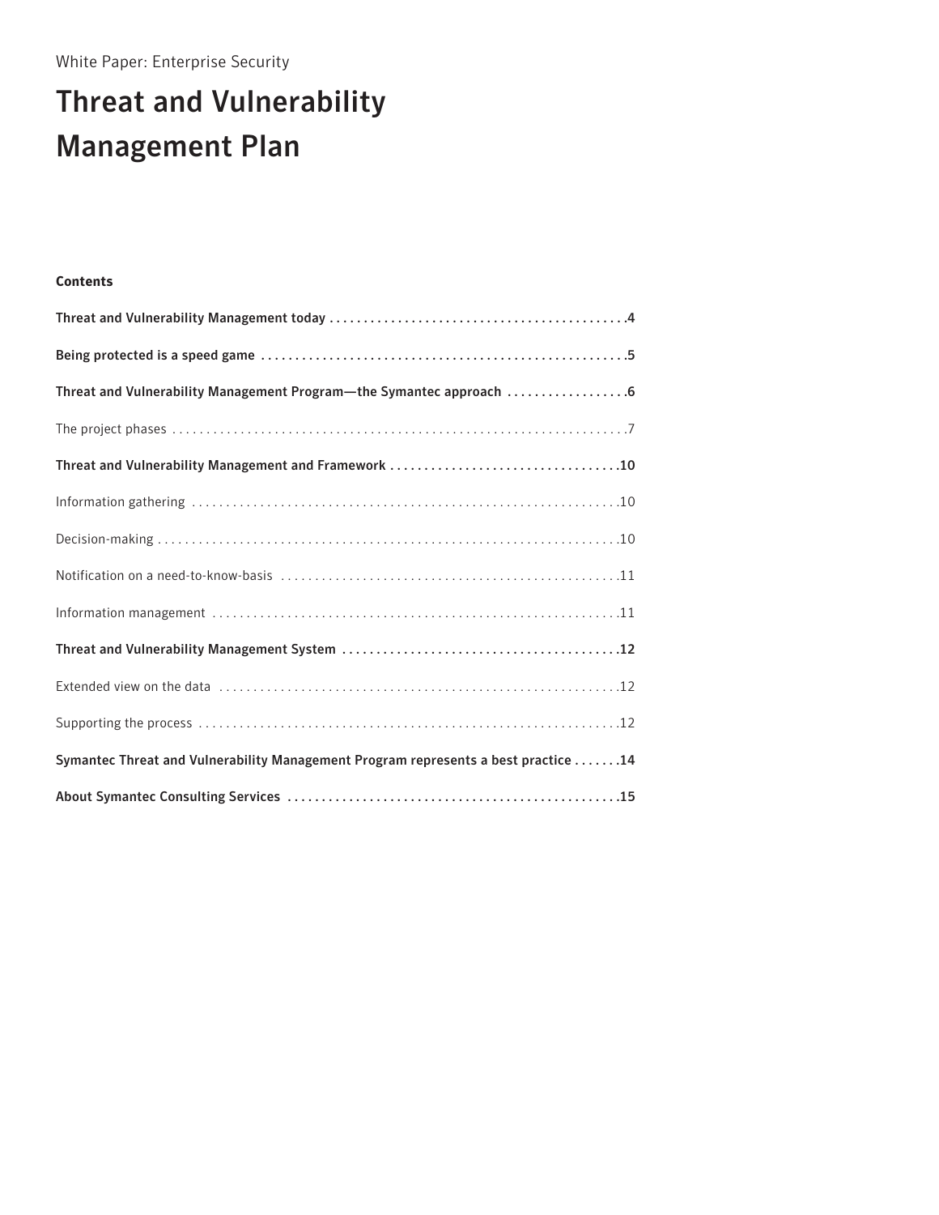White Paper: Enterprise Security

# Threat and Vulnerability Management Plan

**Contents**

**Threat and Vulnerability Management today** . . . . . . . . . . . . . . . . . . . . . . . . . . . . . . . . . . . . . . . . . . . .4

**Being protected is a speed game** . . . . . . . . . . . . . . . . . . . . . . . . . . . . . . . . . . . . . . . . . . . . . . . . . . . . .5

**Threat and Vulnerability Management Program—the Symantec approach** . . . . . . . . . . . . . . . . . .6

The project phases . . . . . . . . . . . . . . . . . . . . . . . . . . . . . . . . . . . . . . . . . . . . . . . . . . . . . . . . . . . . . . . . . . . . .7

**Threat and Vulnerability Management and Framework** . . . . . . . . . . . . . . . . . . . . . . . . . . . . . . . . . .10

Information gathering . . . . . . . . . . . . . . . . . . . . . . . . . . . . . . . . . . . . . . . . . . . . . . . . . . . . . . . . . . . . . . . . .10

Decision-making . . . . . . . . . . . . . . . . . . . . . . . . . . . . . . . . . . . . . . . . . . . . . . . . . . . . . . . . . . . . . . . . . . . . . .10

Notification on a need-to-know-basis . . . . . . . . . . . . . . . . . . . . . . . . . . . . . . . . . . . . . . . . . . . . . . . . . . .11

Information management . . . . . . . . . . . . . . . . . . . . . . . . . . . . . . . . . . . . . . . . . . . . . . . . . . . . . . . . . . . . .11

**Threat and Vulnerability Management System** . . . . . . . . . . . . . . . . . . . . . . . . . . . . . . . . . . . . . . . . .12

Extended view on the data . . . . . . . . . . . . . . . . . . . . . . . . . . . . . . . . . . . . . . . . . . . . . . . . . . . . . . . . . . . . .12

Supporting the process . . . . . . . . . . . . . . . . . . . . . . . . . . . . . . . . . . . . . . . . . . . . . . . . . . . . . . . . . . . . . . . .12

**Symantec Threat and Vulnerability Management Program represents a best practice** . . . . . . .14

**About Symantec Consulting Services** . . . . . . . . . . . . . . . . . . . . . . . . . . . . . . . . . . . . . . . . . . . . . . . . .15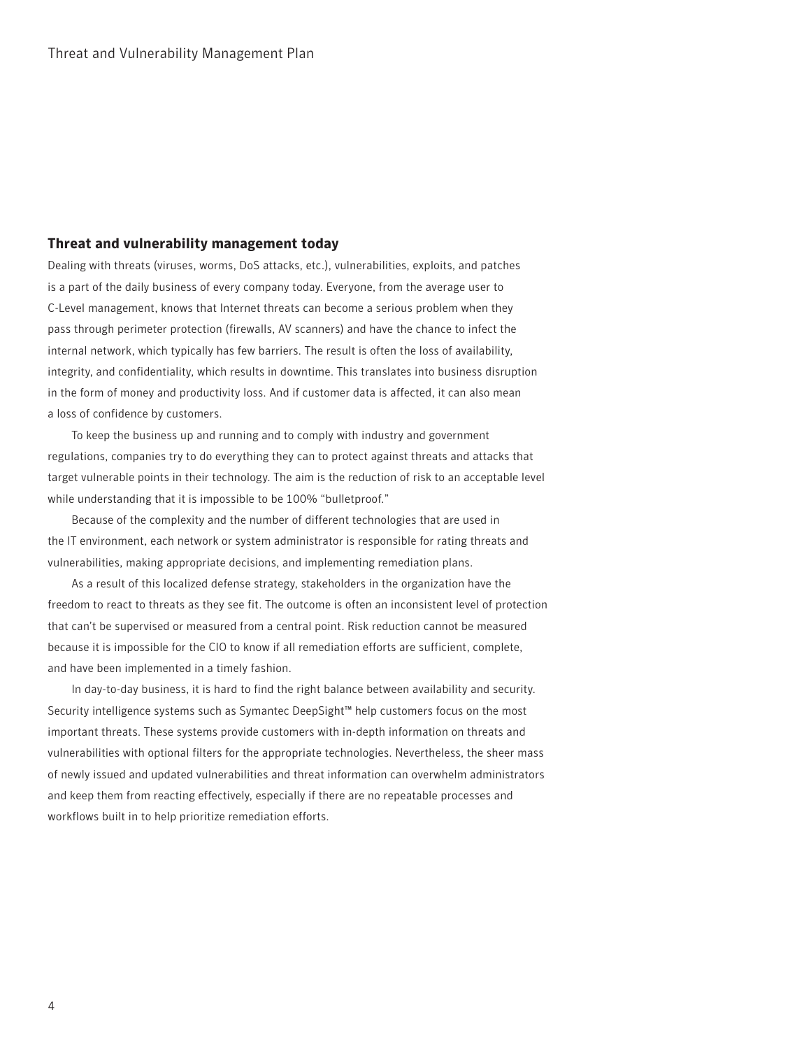## Threat and vulnerability management today

Dealing with threats (viruses, worms, DoS attacks, etc.), vulnerabilities, exploits, and patches is a part of the daily business of every company today. Everyone, from the average user to C-Level management, knows that Internet threats can become a serious problem when they pass through perimeter protection (firewalls, AV scanners) and have the chance to infect the internal network, which typically has few barriers. The result is often the loss of availability, integrity, and confidentiality, which results in downtime. This translates into business disruption in the form of money and productivity loss. And if customer data is affected, it can also mean a loss of confidence by customers.

To keep the business up and running and to comply with industry and government regulations, companies try to do everything they can to protect against threats and attacks that target vulnerable points in their technology. The aim is the reduction of risk to an acceptable level while understanding that it is impossible to be 100% "bulletproof."

Because of the complexity and the number of different technologies that are used in the IT environment, each network or system administrator is responsible for rating threats and vulnerabilities, making appropriate decisions, and implementing remediation plans.

As a result of this localized defense strategy, stakeholders in the organization have the freedom to react to threats as they see fit. The outcome is often an inconsistent level of protection that can't be supervised or measured from a central point. Risk reduction cannot be measured because it is impossible for the CIO to know if all remediation efforts are sufficient, complete, and have been implemented in a timely fashion.

In day-to-day business, it is hard to find the right balance between availability and security. Security intelligence systems such as Symantec DeepSight™ help customers focus on the most important threats. These systems provide customers with in-depth information on threats and vulnerabilities with optional filters for the appropriate technologies. Nevertheless, the sheer mass of newly issued and updated vulnerabilities and threat information can overwhelm administrators and keep them from reacting effectively, especially if there are no repeatable processes and workflows built in to help prioritize remediation efforts.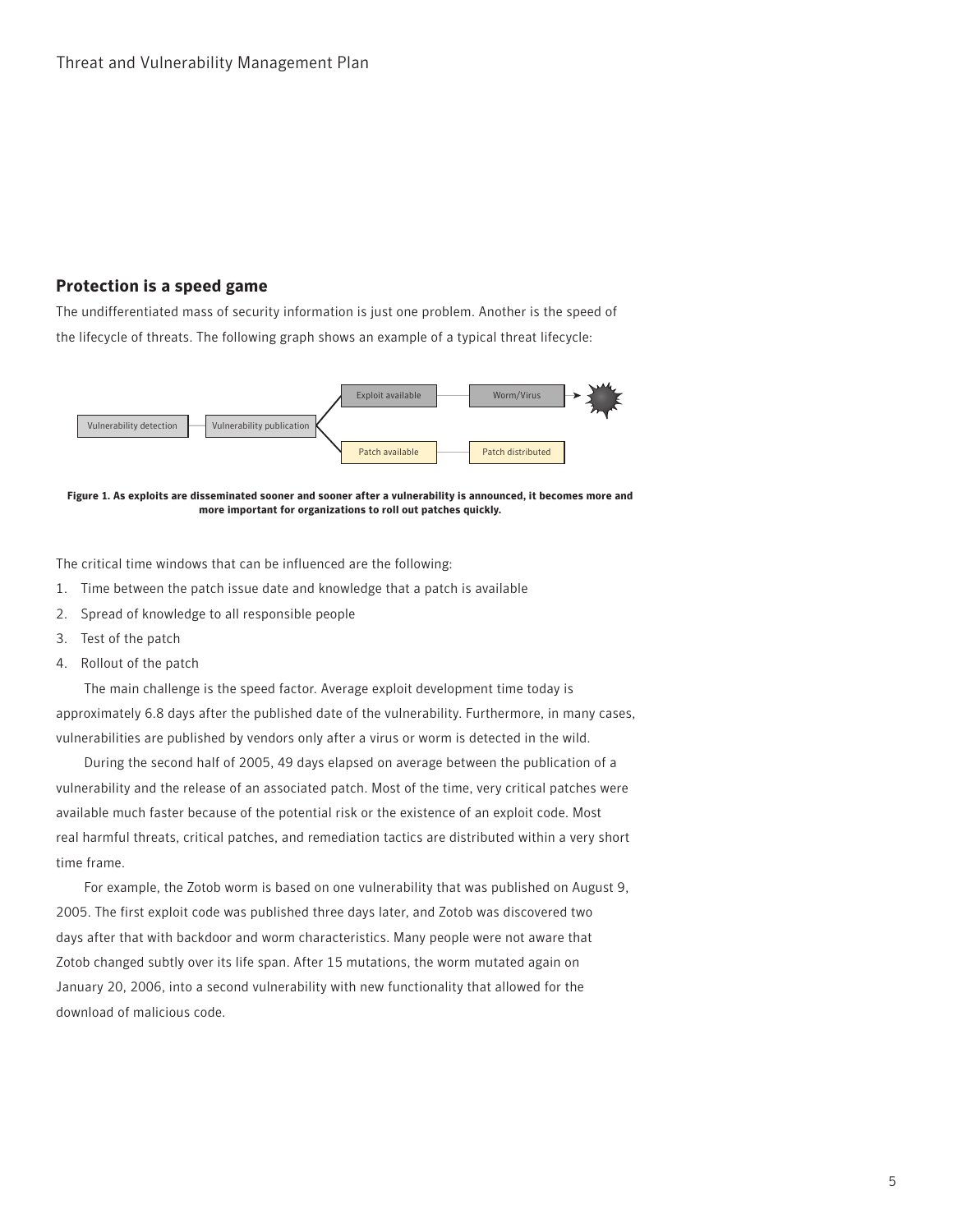## Protection is a speed game

The undifferentiated mass of security information is just one problem. Another is the speed of the lifecycle of threats. The following graph shows an example of a typical threat lifecycle:

Vulnerability detection — Vulnerability publication — Exploit available — Worm/Virus

Vulnerability detection — Vulnerability publication — Patch available — Patch distributed

**Figure 1. As exploits are disseminated sooner and sooner after a vulnerability is announced, it becomes more and more important for organizations to roll out patches quickly.**

The critical time windows that can be influenced are the following:

1. Time between the patch issue date and knowledge that a patch is available
2. Spread of knowledge to all responsible people
3. Test of the patch
4. Rollout of the patch

The main challenge is the speed factor. Average exploit development time today is approximately 6.8 days after the published date of the vulnerability. Furthermore, in many cases, vulnerabilities are published by vendors only after a virus or worm is detected in the wild.

During the second half of 2005, 49 days elapsed on average between the publication of a vulnerability and the release of an associated patch. Most of the time, very critical patches were available much faster because of the potential risk or the existence of an exploit code. Most real harmful threats, critical patches, and remediation tactics are distributed within a very short time frame.

For example, the Zotob worm is based on one vulnerability that was published on August 9, 2005. The first exploit code was published three days later, and Zotob was discovered two days after that with backdoor and worm characteristics. Many people were not aware that Zotob changed subtly over its life span. After 15 mutations, the worm mutated again on January 20, 2006, into a second vulnerability with new functionality that allowed for the download of malicious code.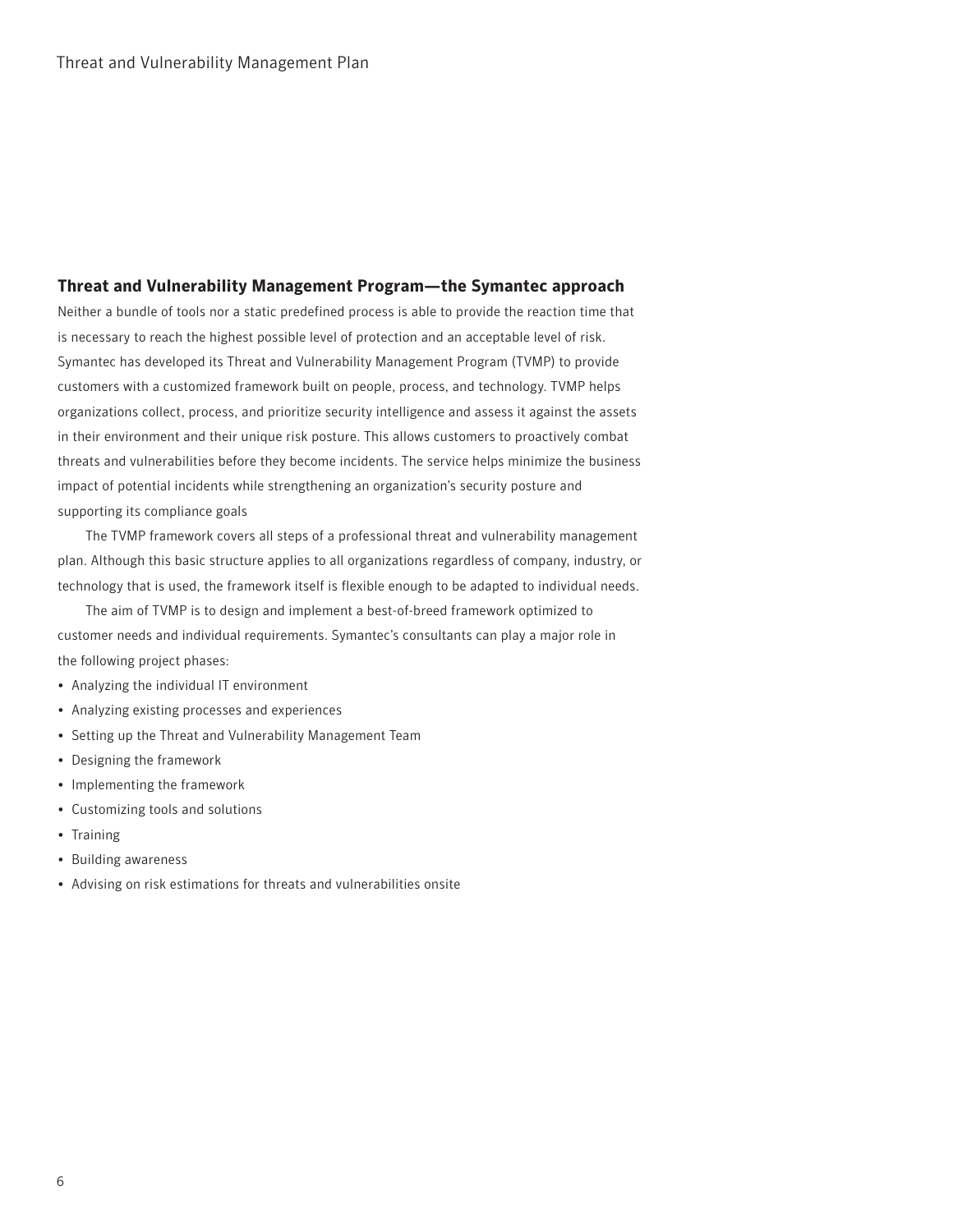## Threat and Vulnerability Management Program—the Symantec approach

Neither a bundle of tools nor a static predefined process is able to provide the reaction time that is necessary to reach the highest possible level of protection and an acceptable level of risk. Symantec has developed its Threat and Vulnerability Management Program (TVMP) to provide customers with a customized framework built on people, process, and technology. TVMP helps organizations collect, process, and prioritize security intelligence and assess it against the assets in their environment and their unique risk posture. This allows customers to proactively combat threats and vulnerabilities before they become incidents. The service helps minimize the business impact of potential incidents while strengthening an organization's security posture and supporting its compliance goals

The TVMP framework covers all steps of a professional threat and vulnerability management plan. Although this basic structure applies to all organizations regardless of company, industry, or technology that is used, the framework itself is flexible enough to be adapted to individual needs.

The aim of TVMP is to design and implement a best-of-breed framework optimized to customer needs and individual requirements. Symantec's consultants can play a major role in the following project phases:

- Analyzing the individual IT environment
- Analyzing existing processes and experiences
- Setting up the Threat and Vulnerability Management Team
- Designing the framework
- Implementing the framework
- Customizing tools and solutions
- Training
- Building awareness
- Advising on risk estimations for threats and vulnerabilities onsite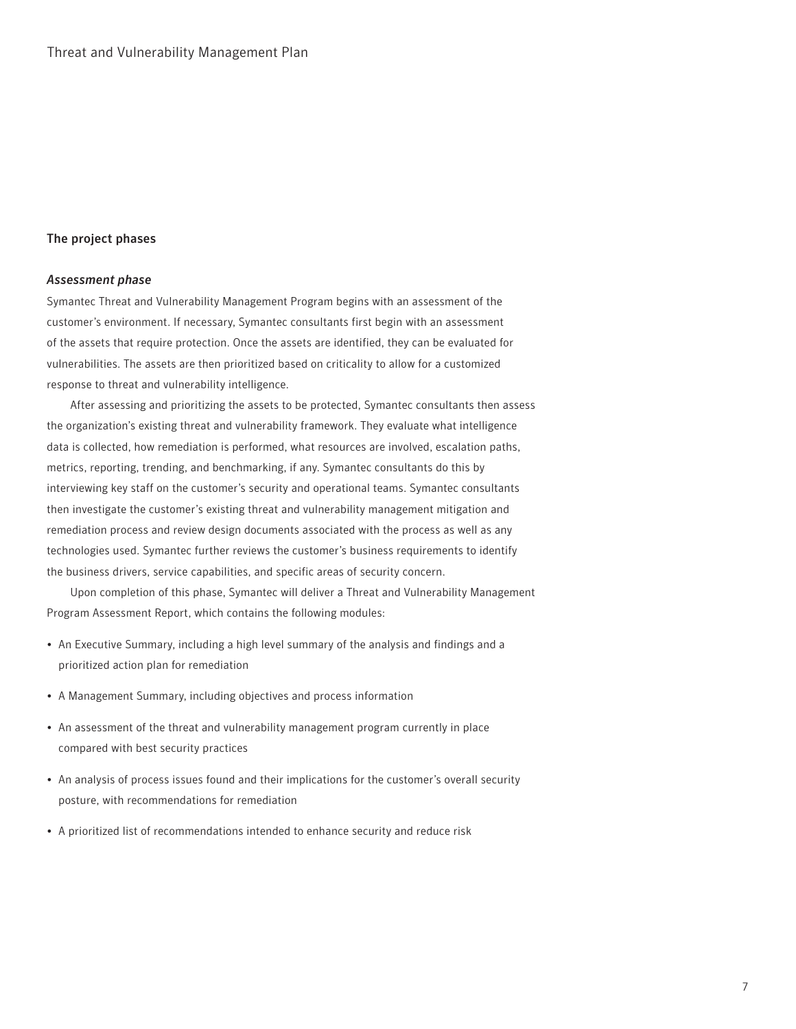## The project phases

### *Assessment phase*

Symantec Threat and Vulnerability Management Program begins with an assessment of the customer's environment. If necessary, Symantec consultants first begin with an assessment of the assets that require protection. Once the assets are identified, they can be evaluated for vulnerabilities. The assets are then prioritized based on criticality to allow for a customized response to threat and vulnerability intelligence.

After assessing and prioritizing the assets to be protected, Symantec consultants then assess the organization's existing threat and vulnerability framework. They evaluate what intelligence data is collected, how remediation is performed, what resources are involved, escalation paths, metrics, reporting, trending, and benchmarking, if any. Symantec consultants do this by interviewing key staff on the customer's security and operational teams. Symantec consultants then investigate the customer's existing threat and vulnerability management mitigation and remediation process and review design documents associated with the process as well as any technologies used. Symantec further reviews the customer's business requirements to identify the business drivers, service capabilities, and specific areas of security concern.

Upon completion of this phase, Symantec will deliver a Threat and Vulnerability Management Program Assessment Report, which contains the following modules:

- An Executive Summary, including a high level summary of the analysis and findings and a prioritized action plan for remediation
- A Management Summary, including objectives and process information
- An assessment of the threat and vulnerability management program currently in place compared with best security practices
- An analysis of process issues found and their implications for the customer's overall security posture, with recommendations for remediation
- A prioritized list of recommendations intended to enhance security and reduce risk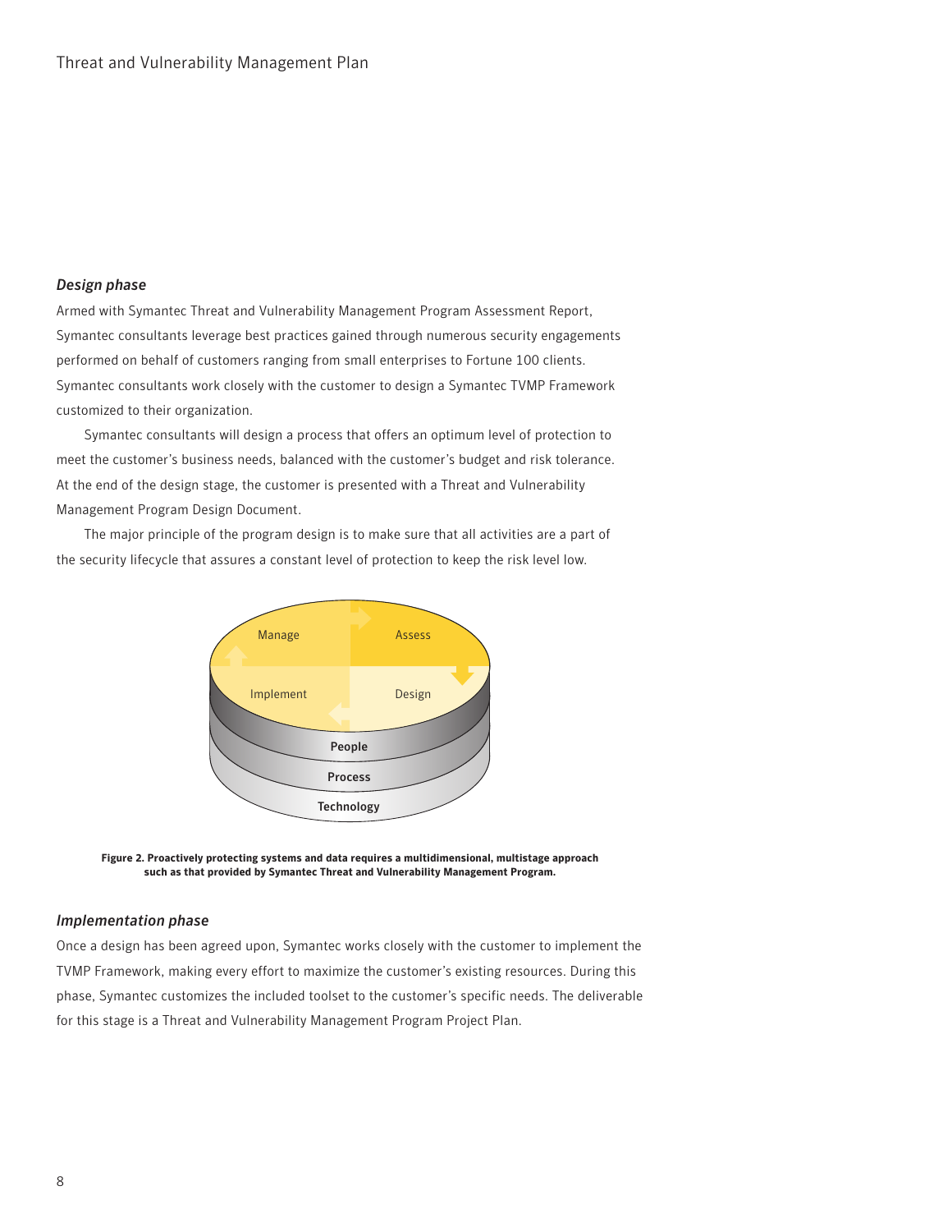### *Design phase*

Armed with Symantec Threat and Vulnerability Management Program Assessment Report, Symantec consultants leverage best practices gained through numerous security engagements performed on behalf of customers ranging from small enterprises to Fortune 100 clients. Symantec consultants work closely with the customer to design a Symantec TVMP Framework customized to their organization.

Symantec consultants will design a process that offers an optimum level of protection to meet the customer's business needs, balanced with the customer's budget and risk tolerance. At the end of the design stage, the customer is presented with a Threat and Vulnerability Management Program Design Document.

The major principle of the program design is to make sure that all activities are a part of the security lifecycle that assures a constant level of protection to keep the risk level low.

**Figure 2. Proactively protecting systems and data requires a multidimensional, multistage approach such as that provided by Symantec Threat and Vulnerability Management Program.**

### *Implementation phase*

Once a design has been agreed upon, Symantec works closely with the customer to implement the TVMP Framework, making every effort to maximize the customer's existing resources. During this phase, Symantec customizes the included toolset to the customer's specific needs. The deliverable for this stage is a Threat and Vulnerability Management Program Project Plan.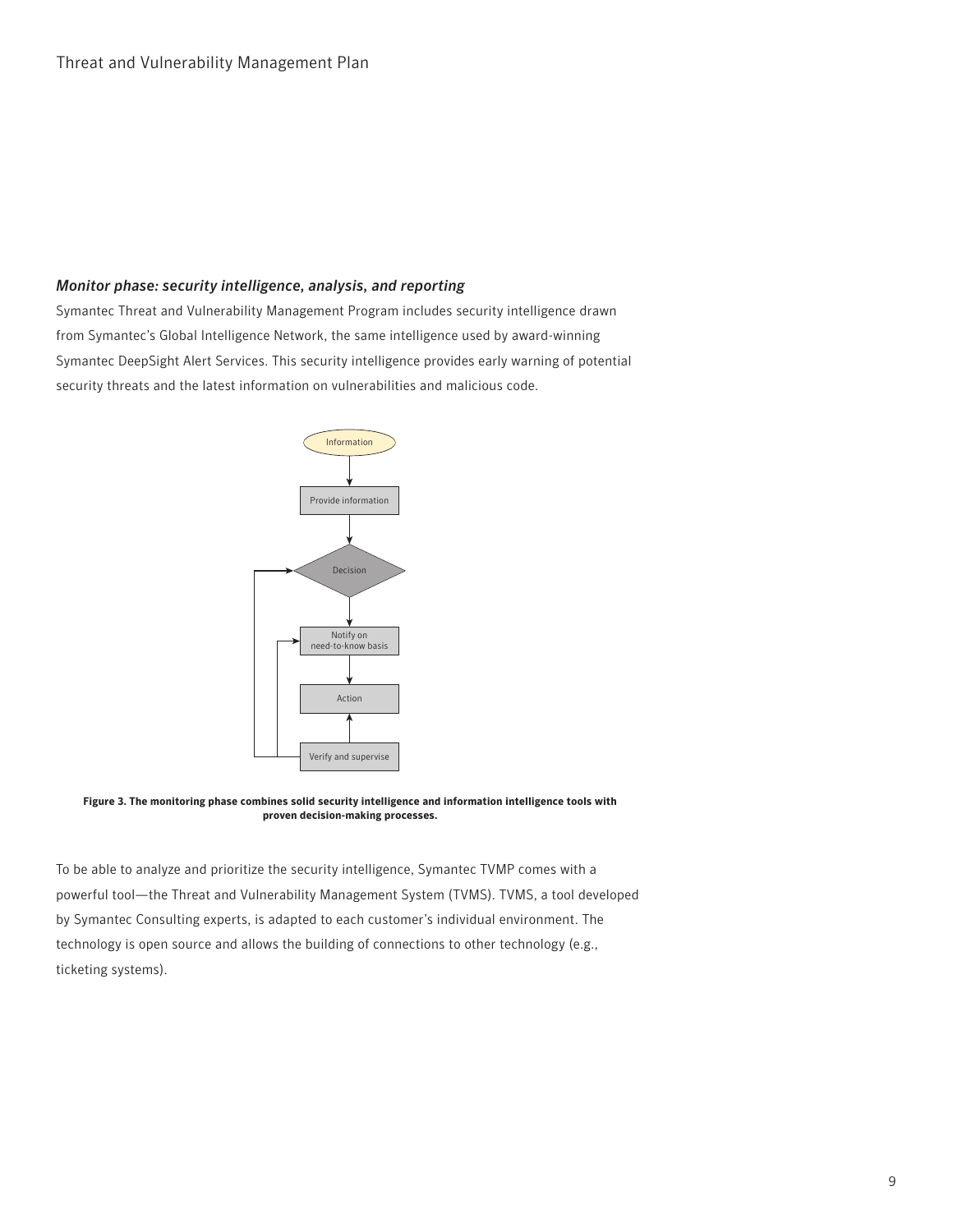### *Monitor phase: security intelligence, analysis, and reporting*

Symantec Threat and Vulnerability Management Program includes security intelligence drawn from Symantec's Global Intelligence Network, the same intelligence used by award-winning Symantec DeepSight Alert Services. This security intelligence provides early warning of potential security threats and the latest information on vulnerabilities and malicious code.

Information

Provide information

Decision

Notify on need-to-know basis

Action

Verify and supervise

**Figure 3. The monitoring phase combines solid security intelligence and information intelligence tools with proven decision-making processes.**

To be able to analyze and prioritize the security intelligence, Symantec TVMP comes with a powerful tool—the Threat and Vulnerability Management System (TVMS). TVMS, a tool developed by Symantec Consulting experts, is adapted to each customer's individual environment. The technology is open source and allows the building of connections to other technology (e.g., ticketing systems).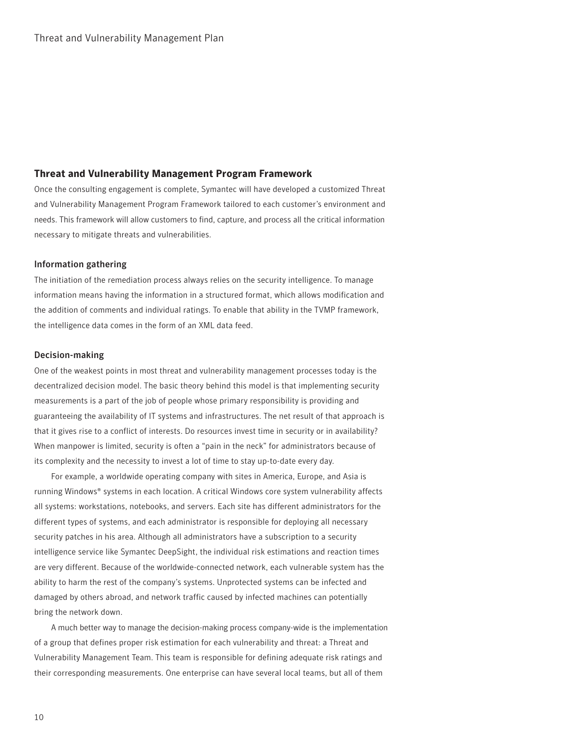## Threat and Vulnerability Management Program Framework

Once the consulting engagement is complete, Symantec will have developed a customized Threat and Vulnerability Management Program Framework tailored to each customer's environment and needs. This framework will allow customers to find, capture, and process all the critical information necessary to mitigate threats and vulnerabilities.

### Information gathering

The initiation of the remediation process always relies on the security intelligence. To manage information means having the information in a structured format, which allows modification and the addition of comments and individual ratings. To enable that ability in the TVMP framework, the intelligence data comes in the form of an XML data feed.

### Decision-making

One of the weakest points in most threat and vulnerability management processes today is the decentralized decision model. The basic theory behind this model is that implementing security measurements is a part of the job of people whose primary responsibility is providing and guaranteeing the availability of IT systems and infrastructures. The net result of that approach is that it gives rise to a conflict of interests. Do resources invest time in security or in availability? When manpower is limited, security is often a "pain in the neck" for administrators because of its complexity and the necessity to invest a lot of time to stay up-to-date every day.

For example, a worldwide operating company with sites in America, Europe, and Asia is running Windows® systems in each location. A critical Windows core system vulnerability affects all systems: workstations, notebooks, and servers. Each site has different administrators for the different types of systems, and each administrator is responsible for deploying all necessary security patches in his area. Although all administrators have a subscription to a security intelligence service like Symantec DeepSight, the individual risk estimations and reaction times are very different. Because of the worldwide-connected network, each vulnerable system has the ability to harm the rest of the company's systems. Unprotected systems can be infected and damaged by others abroad, and network traffic caused by infected machines can potentially bring the network down.

A much better way to manage the decision-making process company-wide is the implementation of a group that defines proper risk estimation for each vulnerability and threat: a Threat and Vulnerability Management Team. This team is responsible for defining adequate risk ratings and their corresponding measurements. One enterprise can have several local teams, but all of them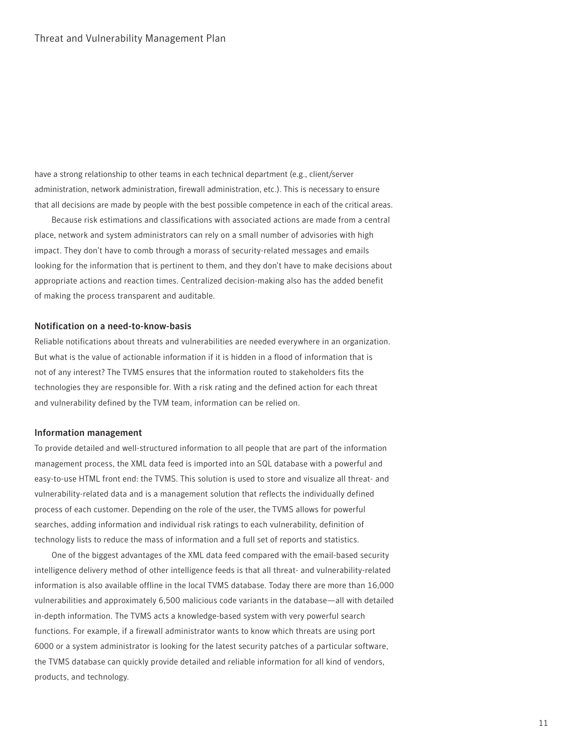have a strong relationship to other teams in each technical department (e.g., client/server administration, network administration, firewall administration, etc.). This is necessary to ensure that all decisions are made by people with the best possible competence in each of the critical areas.

Because risk estimations and classifications with associated actions are made from a central place, network and system administrators can rely on a small number of advisories with high impact. They don't have to comb through a morass of security-related messages and emails looking for the information that is pertinent to them, and they don't have to make decisions about appropriate actions and reaction times. Centralized decision-making also has the added benefit of making the process transparent and auditable.

### Notification on a need-to-know-basis

Reliable notifications about threats and vulnerabilities are needed everywhere in an organization. But what is the value of actionable information if it is hidden in a flood of information that is not of any interest? The TVMS ensures that the information routed to stakeholders fits the technologies they are responsible for. With a risk rating and the defined action for each threat and vulnerability defined by the TVM team, information can be relied on.

### Information management

To provide detailed and well-structured information to all people that are part of the information management process, the XML data feed is imported into an SQL database with a powerful and easy-to-use HTML front end: the TVMS. This solution is used to store and visualize all threat- and vulnerability-related data and is a management solution that reflects the individually defined process of each customer. Depending on the role of the user, the TVMS allows for powerful searches, adding information and individual risk ratings to each vulnerability, definition of technology lists to reduce the mass of information and a full set of reports and statistics.

One of the biggest advantages of the XML data feed compared with the email-based security intelligence delivery method of other intelligence feeds is that all threat- and vulnerability-related information is also available offline in the local TVMS database. Today there are more than 16,000 vulnerabilities and approximately 6,500 malicious code variants in the database—all with detailed in-depth information. The TVMS acts a knowledge-based system with very powerful search functions. For example, if a firewall administrator wants to know which threats are using port 6000 or a system administrator is looking for the latest security patches of a particular software, the TVMS database can quickly provide detailed and reliable information for all kind of vendors, products, and technology.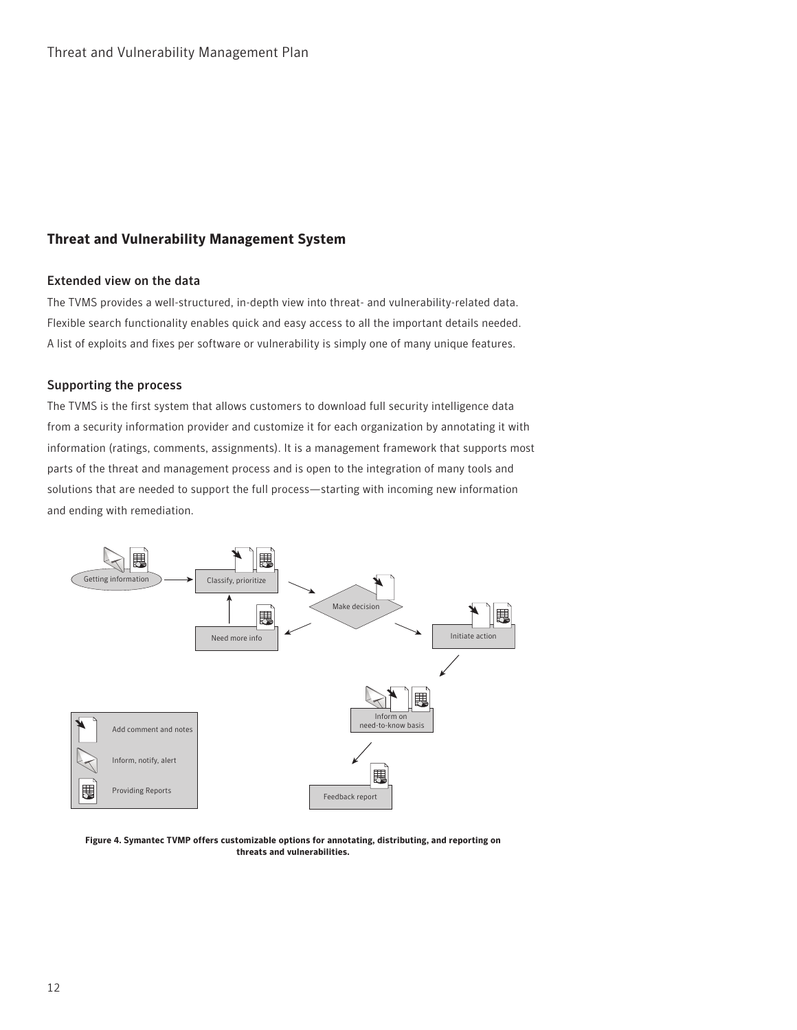## Threat and Vulnerability Management System

### Extended view on the data

The TVMS provides a well-structured, in-depth view into threat- and vulnerability-related data. Flexible search functionality enables quick and easy access to all the important details needed. A list of exploits and fixes per software or vulnerability is simply one of many unique features.

### Supporting the process

The TVMS is the first system that allows customers to download full security intelligence data from a security information provider and customize it for each organization by annotating it with information (ratings, comments, assignments). It is a management framework that supports most parts of the threat and management process and is open to the integration of many tools and solutions that are needed to support the full process—starting with incoming new information and ending with remediation.

Getting information → Classify, prioritize → Make decision → Initiate action → Inform on need-to-know basis → Feedback report

Make decision → Need more info → Classify, prioritize

Legend:
- Add comment and notes
- Inform, notify, alert
- Providing Reports

**Figure 4. Symantec TVMP offers customizable options for annotating, distributing, and reporting on threats and vulnerabilities.**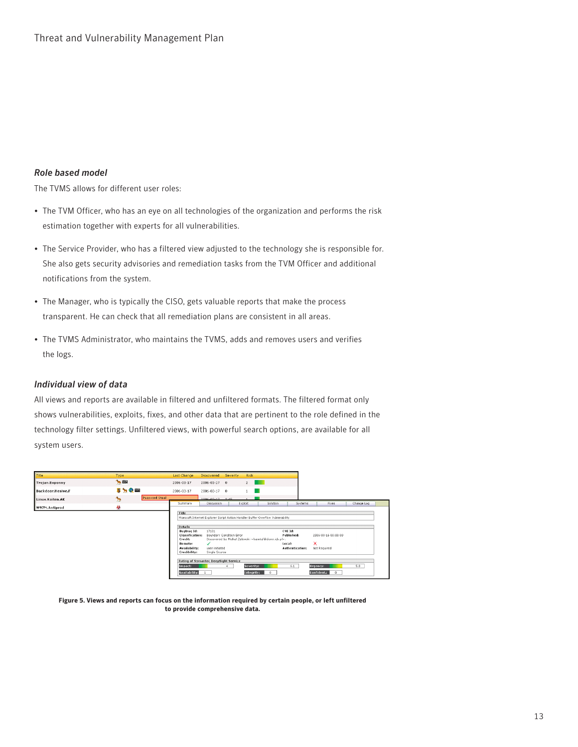### *Role based model*

The TVMS allows for different user roles:

- The TVM Officer, who has an eye on all technologies of the organization and performs the risk estimation together with experts for all vulnerabilities.
- The Service Provider, who has a filtered view adjusted to the technology she is responsible for. She also gets security advisories and remediation tasks from the TVM Officer and additional notifications from the system.
- The Manager, who is typically the CISO, gets valuable reports that make the process transparent. He can check that all remediation plans are consistent in all areas.
- The TVMS Administrator, who maintains the TVMS, adds and removes users and verifies the logs.

### *Individual view of data*

All views and reports are available in filtered and unfiltered formats. The filtered format only shows vulnerabilities, exploits, fixes, and other data that are pertinent to the role defined in the technology filter settings. Unfiltered views, with powerful search options, are available for all system users.

**Figure 5. Views and reports can focus on the information required by certain people, or left unfiltered to provide comprehensive data.**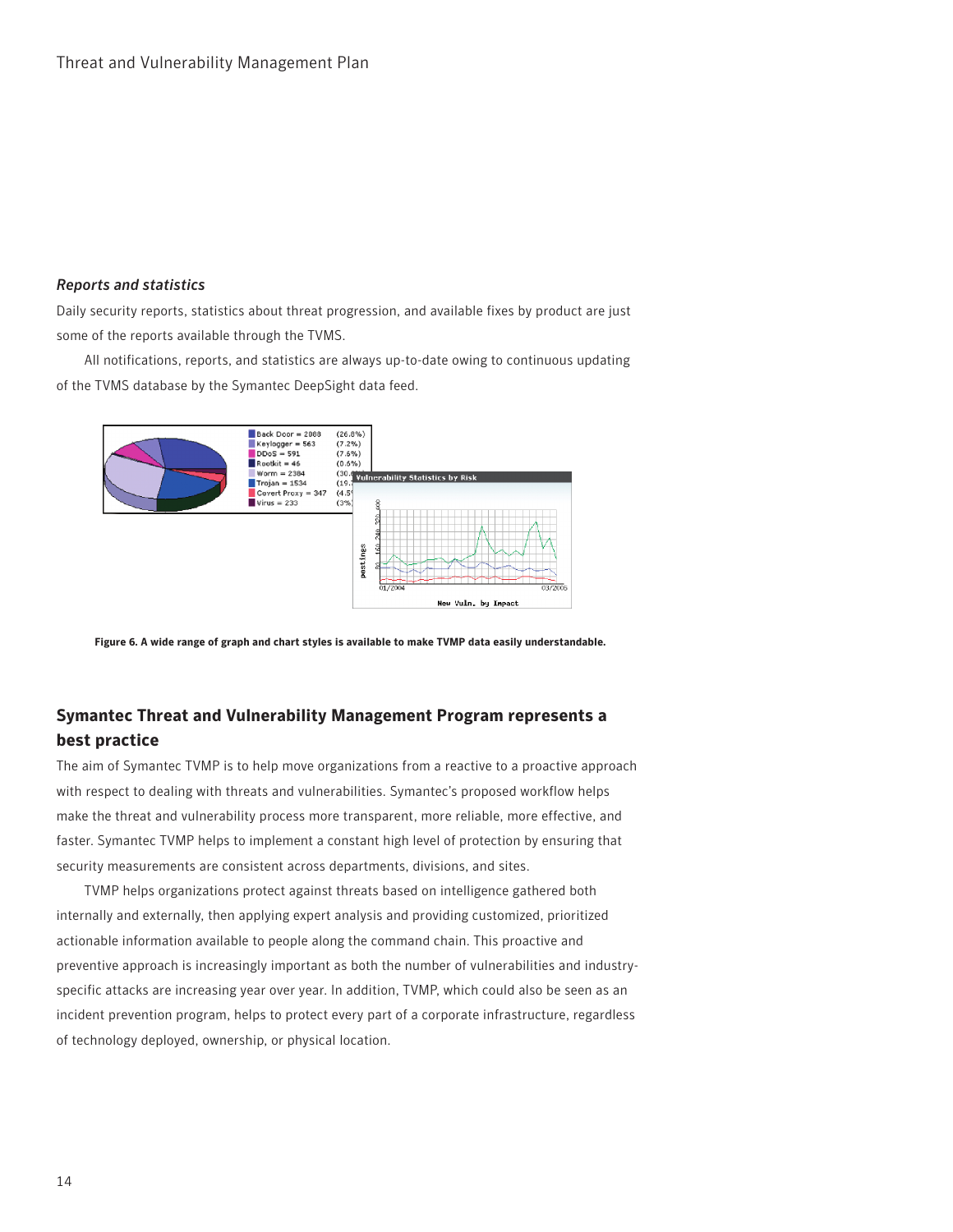### *Reports and statistics*

Daily security reports, statistics about threat progression, and available fixes by product are just some of the reports available through the TVMS.

All notifications, reports, and statistics are always up-to-date owing to continuous updating of the TVMS database by the Symantec DeepSight data feed.

**Figure 6. A wide range of graph and chart styles is available to make TVMP data easily understandable.**

## Symantec Threat and Vulnerability Management Program represents a best practice

The aim of Symantec TVMP is to help move organizations from a reactive to a proactive approach with respect to dealing with threats and vulnerabilities. Symantec's proposed workflow helps make the threat and vulnerability process more transparent, more reliable, more effective, and faster. Symantec TVMP helps to implement a constant high level of protection by ensuring that security measurements are consistent across departments, divisions, and sites.

TVMP helps organizations protect against threats based on intelligence gathered both internally and externally, then applying expert analysis and providing customized, prioritized actionable information available to people along the command chain. This proactive and preventive approach is increasingly important as both the number of vulnerabilities and industry-specific attacks are increasing year over year. In addition, TVMP, which could also be seen as an incident prevention program, helps to protect every part of a corporate infrastructure, regardless of technology deployed, ownership, or physical location.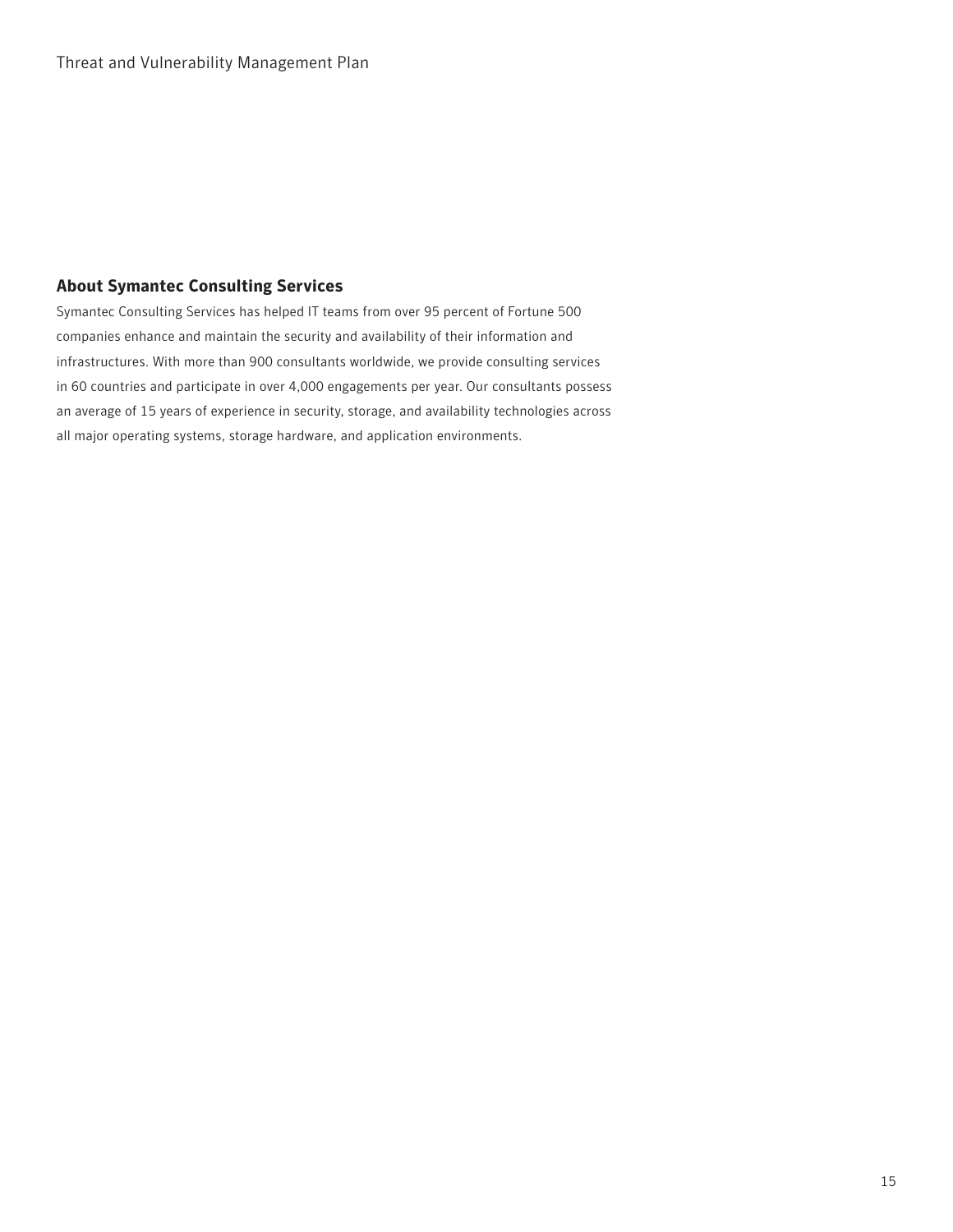## About Symantec Consulting Services

Symantec Consulting Services has helped IT teams from over 95 percent of Fortune 500 companies enhance and maintain the security and availability of their information and infrastructures. With more than 900 consultants worldwide, we provide consulting services in 60 countries and participate in over 4,000 engagements per year. Our consultants possess an average of 15 years of experience in security, storage, and availability technologies across all major operating systems, storage hardware, and application environments.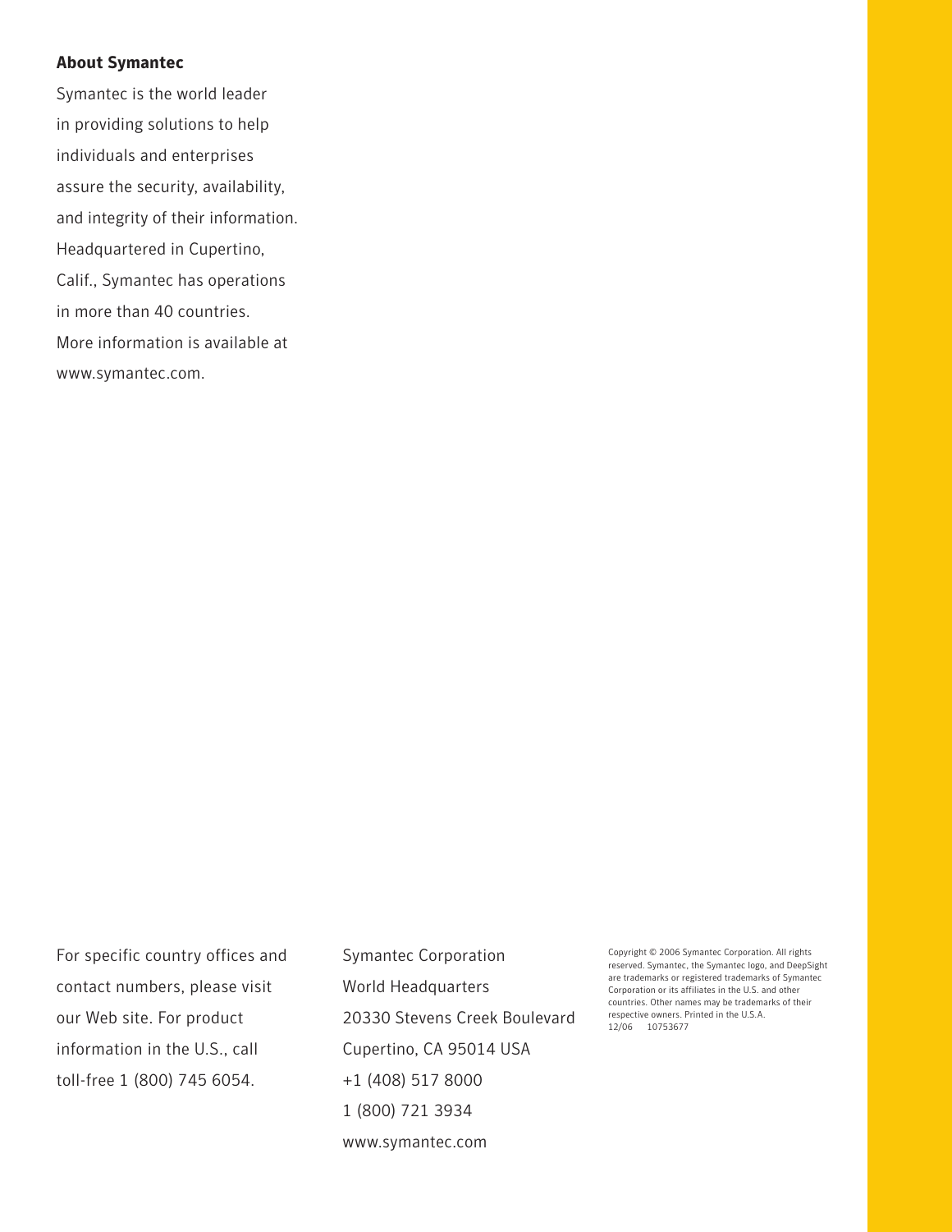**About Symantec**

Symantec is the world leader in providing solutions to help individuals and enterprises assure the security, availability, and integrity of their information. Headquartered in Cupertino, Calif., Symantec has operations in more than 40 countries. More information is available at www.symantec.com.

For specific country offices and contact numbers, please visit our Web site. For product information in the U.S., call toll-free 1 (800) 745 6054.

Symantec Corporation
World Headquarters
20330 Stevens Creek Boulevard
Cupertino, CA 95014 USA
+1 (408) 517 8000
1 (800) 721 3934
www.symantec.com

Copyright © 2006 Symantec Corporation. All rights reserved. Symantec, the Symantec logo, and DeepSight are trademarks or registered trademarks of Symantec Corporation or its affiliates in the U.S. and other countries. Other names may be trademarks of their respective owners. Printed in the U.S.A.
12/06 10753677